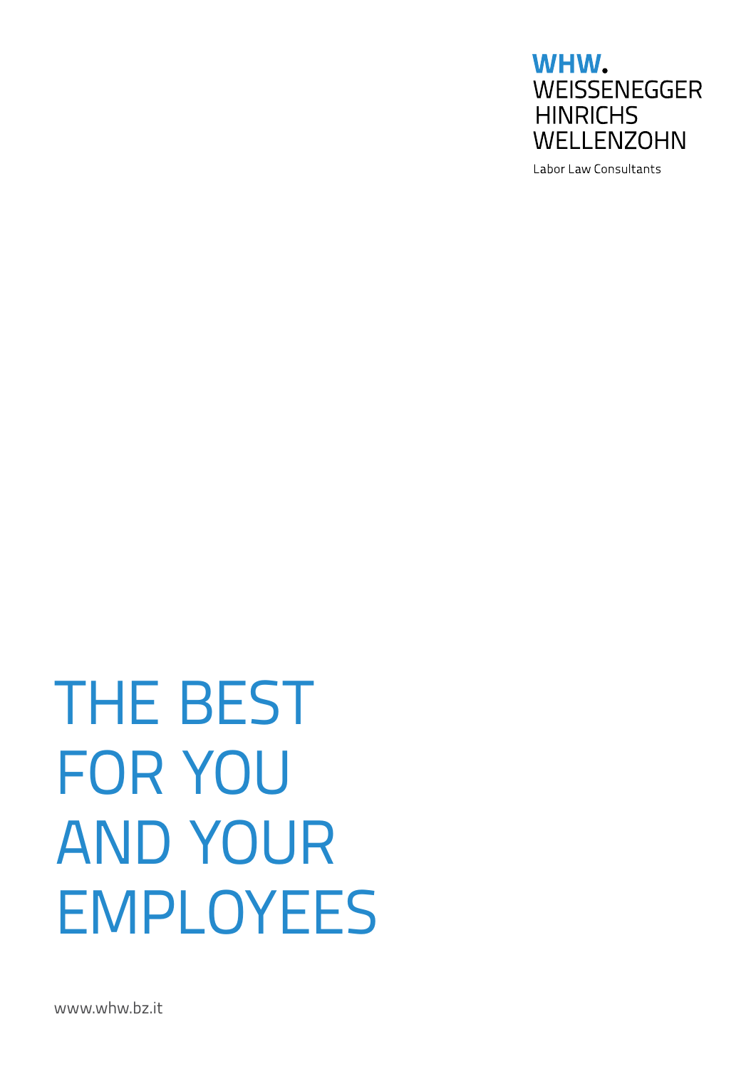**WHW.**
WEISSENEGGER
HINRICHS
WELLENZOHN

Labor Law Consultants

# THE BEST FOR YOU AND YOUR EMPLOYEES

www.whw.bz.it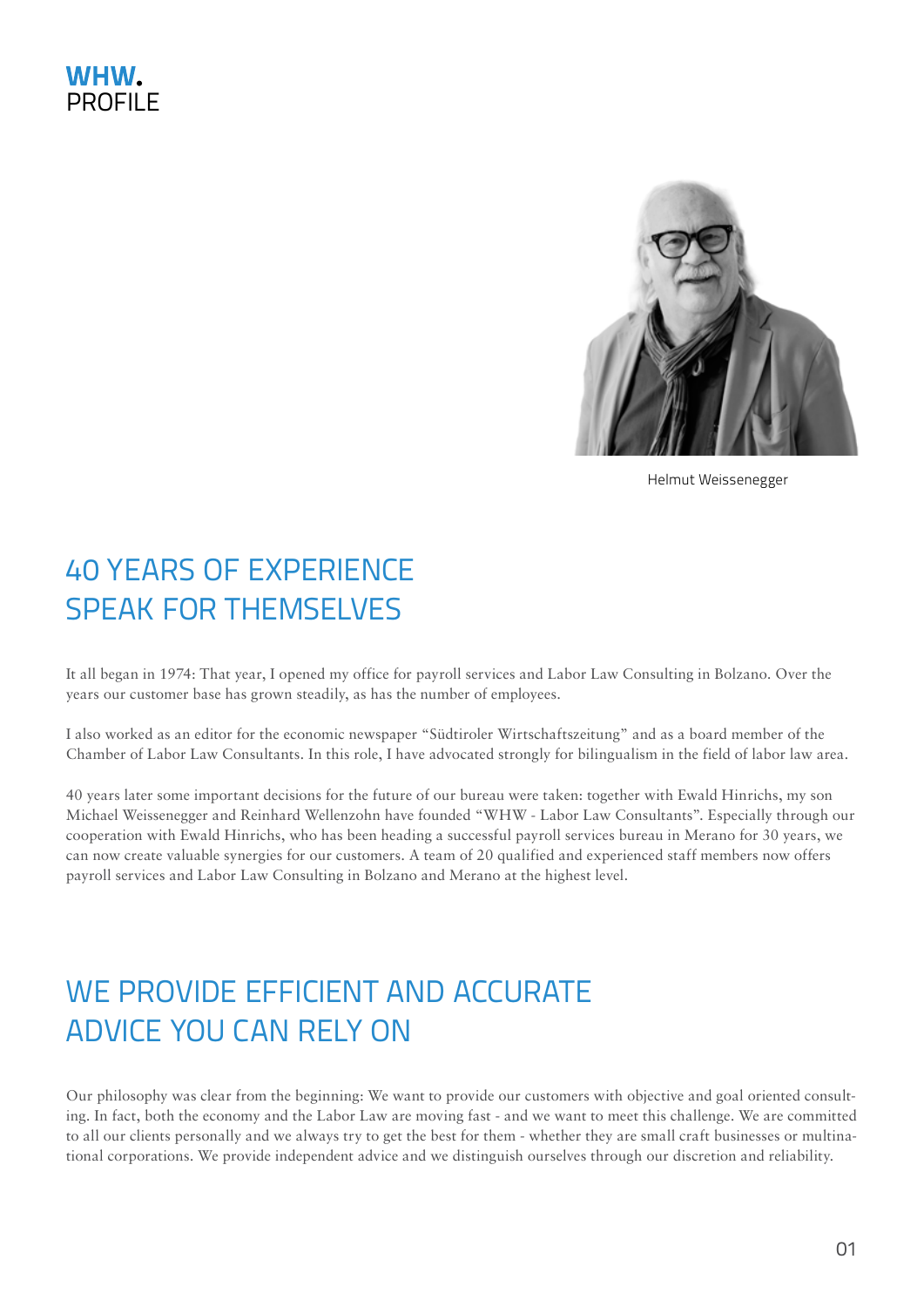**WHW.**
PROFILE

Helmut Weissenegger

## 40 YEARS OF EXPERIENCE SPEAK FOR THEMSELVES

It all began in 1974: That year, I opened my office for payroll services and Labor Law Consulting in Bolzano. Over the years our customer base has grown steadily, as has the number of employees.

I also worked as an editor for the economic newspaper "Südtiroler Wirtschaftszeitung" and as a board member of the Chamber of Labor Law Consultants. In this role, I have advocated strongly for bilingualism in the field of labor law area.

40 years later some important decisions for the future of our bureau were taken: together with Ewald Hinrichs, my son Michael Weissenegger and Reinhard Wellenzohn have founded "WHW - Labor Law Consultants". Especially through our cooperation with Ewald Hinrichs, who has been heading a successful payroll services bureau in Merano for 30 years, we can now create valuable synergies for our customers. A team of 20 qualified and experienced staff members now offers payroll services and Labor Law Consulting in Bolzano and Merano at the highest level.

## WE PROVIDE EFFICIENT AND ACCURATE ADVICE YOU CAN RELY ON

Our philosophy was clear from the beginning: We want to provide our customers with objective and goal oriented consulting. In fact, both the economy and the Labor Law are moving fast - and we want to meet this challenge. We are committed to all our clients personally and we always try to get the best for them - whether they are small craft businesses or multinational corporations. We provide independent advice and we distinguish ourselves through our discretion and reliability.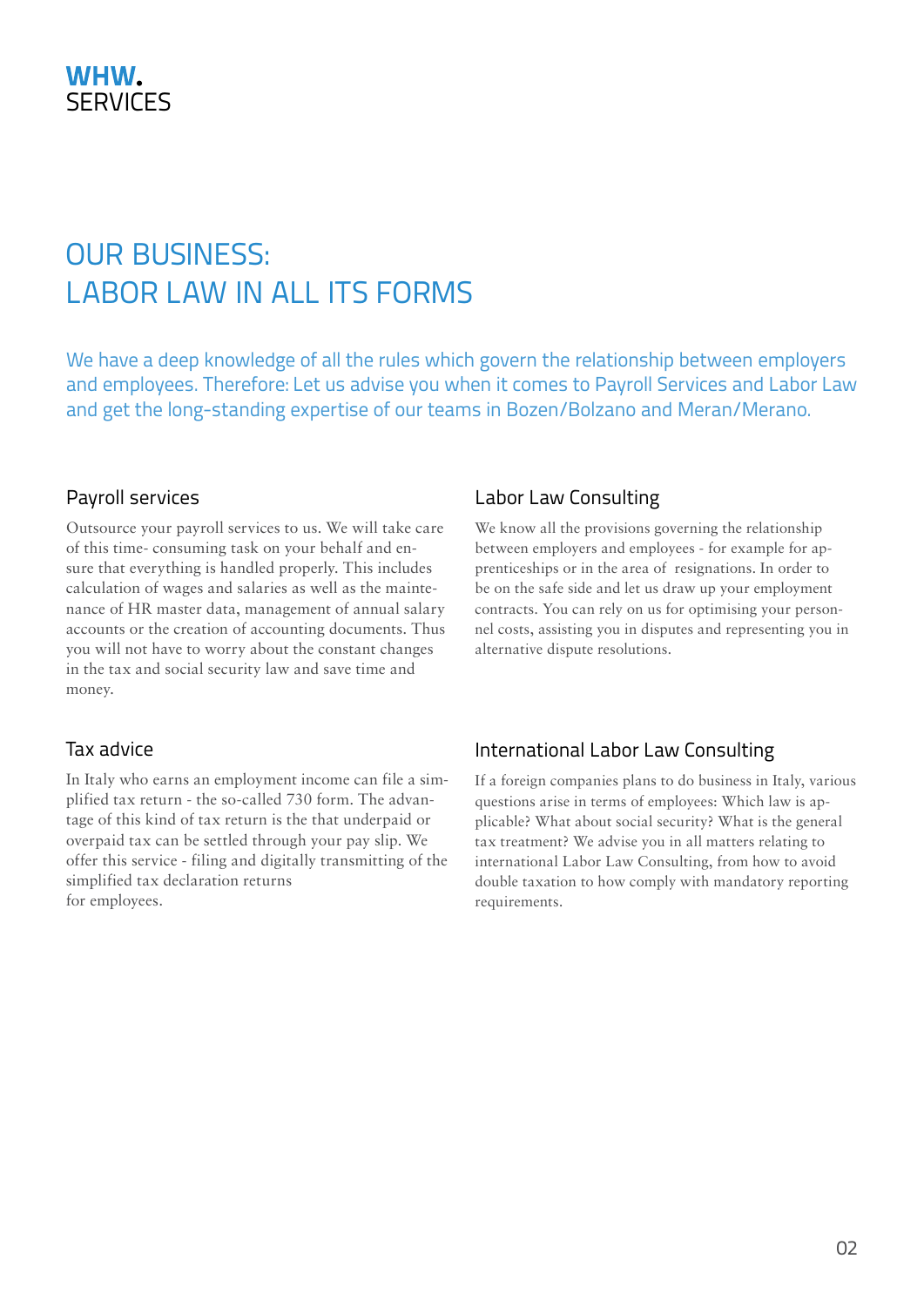**WHW.**
SERVICES

# OUR BUSINESS: LABOR LAW IN ALL ITS FORMS

We have a deep knowledge of all the rules which govern the relationship between employers and employees. Therefore: Let us advise you when it comes to Payroll Services and Labor Law and get the long-standing expertise of our teams in Bozen/Bolzano and Meran/Merano.

## Payroll services

Outsource your payroll services to us. We will take care of this time- consuming task on your behalf and ensure that everything is handled properly. This includes calculation of wages and salaries as well as the maintenance of HR master data, management of annual salary accounts or the creation of accounting documents. Thus you will not have to worry about the constant changes in the tax and social security law and save time and money.

## Tax advice

In Italy who earns an employment income can file a simplified tax return - the so-called 730 form. The advantage of this kind of tax return is the that underpaid or overpaid tax can be settled through your pay slip. We offer this service - filing and digitally transmitting of the simplified tax declaration returns for employees.

## Labor Law Consulting

We know all the provisions governing the relationship between employers and employees - for example for apprenticeships or in the area of resignations. In order to be on the safe side and let us draw up your employment contracts. You can rely on us for optimising your personnel costs, assisting you in disputes and representing you in alternative dispute resolutions.

## International Labor Law Consulting

If a foreign companies plans to do business in Italy, various questions arise in terms of employees: Which law is applicable? What about social security? What is the general tax treatment? We advise you in all matters relating to international Labor Law Consulting, from how to avoid double taxation to how comply with mandatory reporting requirements.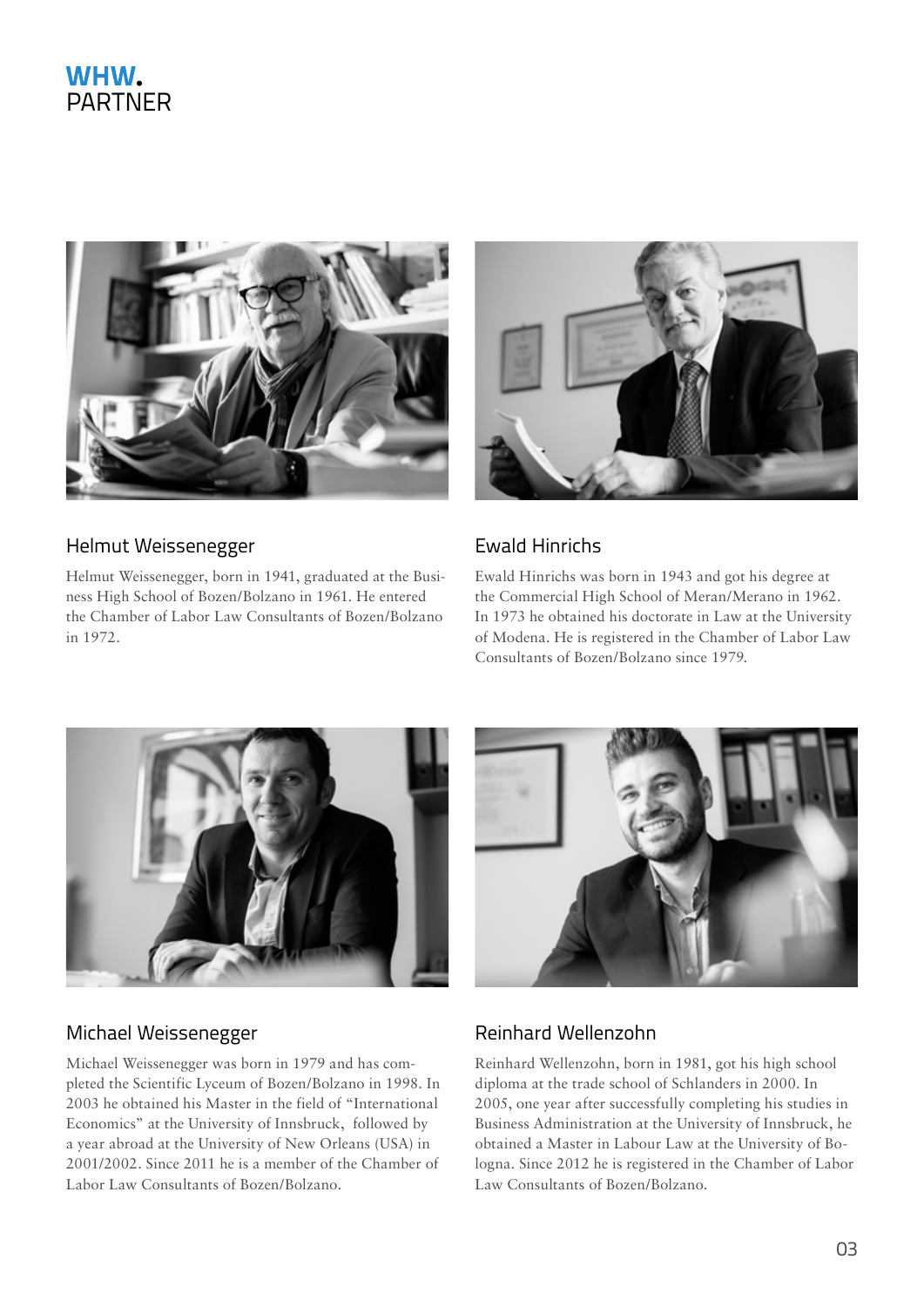# WHW. PARTNER

## Helmut Weissenegger

Helmut Weissenegger, born in 1941, graduated at the Business High School of Bozen/Bolzano in 1961. He entered the Chamber of Labor Law Consultants of Bozen/Bolzano in 1972.

## Ewald Hinrichs

Ewald Hinrichs was born in 1943 and got his degree at the Commercial High School of Meran/Merano in 1962. In 1973 he obtained his doctorate in Law at the University of Modena. He is registered in the Chamber of Labor Law Consultants of Bozen/Bolzano since 1979.

## Michael Weissenegger

Michael Weissenegger was born in 1979 and has completed the Scientific Lyceum of Bozen/Bolzano in 1998. In 2003 he obtained his Master in the field of "International Economics" at the University of Innsbruck, followed by a year abroad at the University of New Orleans (USA) in 2001/2002. Since 2011 he is a member of the Chamber of Labor Law Consultants of Bozen/Bolzano.

## Reinhard Wellenzohn

Reinhard Wellenzohn, born in 1981, got his high school diploma at the trade school of Schlanders in 2000. In 2005, one year after successfully completing his studies in Business Administration at the University of Innsbruck, he obtained a Master in Labour Law at the University of Bologna. Since 2012 he is registered in the Chamber of Labor Law Consultants of Bozen/Bolzano.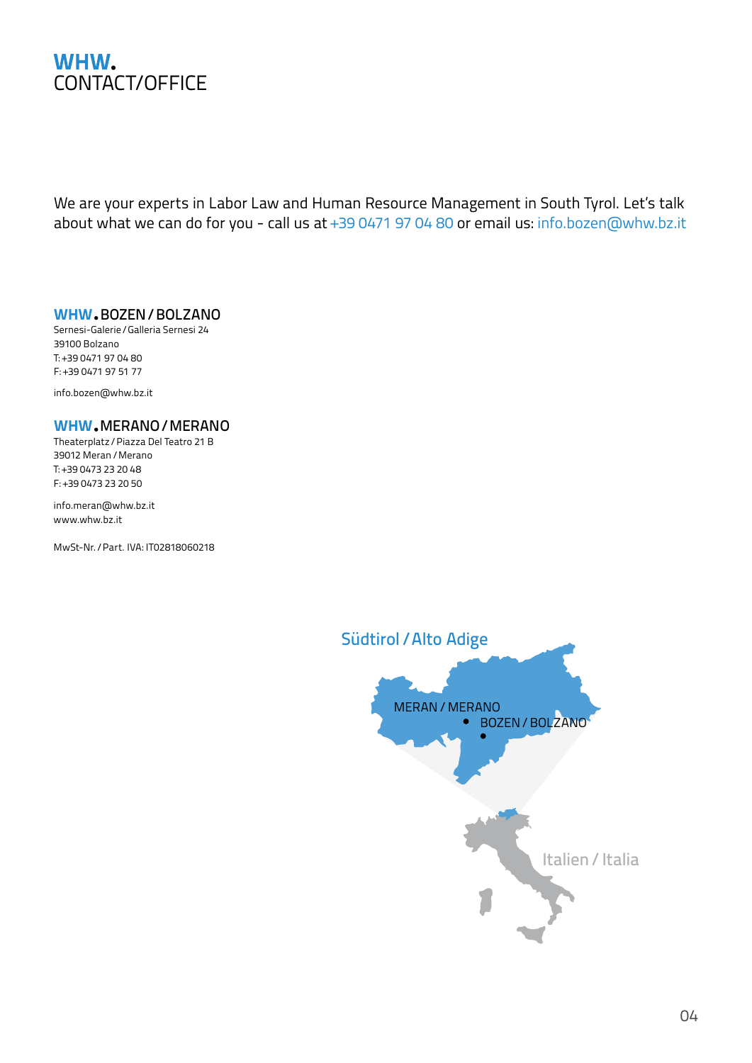# WHW.
CONTACT/OFFICE

We are your experts in Labor Law and Human Resource Management in South Tyrol. Let's talk about what we can do for you - call us at +39 0471 97 04 80 or email us: info.bozen@whw.bz.it

### WHW. BOZEN / BOLZANO

Sernesi-Galerie / Galleria Sernesi 24
39100 Bolzano
T: +39 0471 97 04 80
F: +39 0471 97 51 77

info.bozen@whw.bz.it

### WHW. MERANO / MERANO

Theaterplatz / Piazza Del Teatro 21 B
39012 Meran / Merano
T: +39 0473 23 20 48
F: +39 0473 23 20 50

info.meran@whw.bz.it
www.whw.bz.it

MwSt-Nr. / Part. IVA: IT02818060218

Südtirol / Alto Adige

MERAN / MERANO

BOZEN / BOLZANO

Italien / Italia